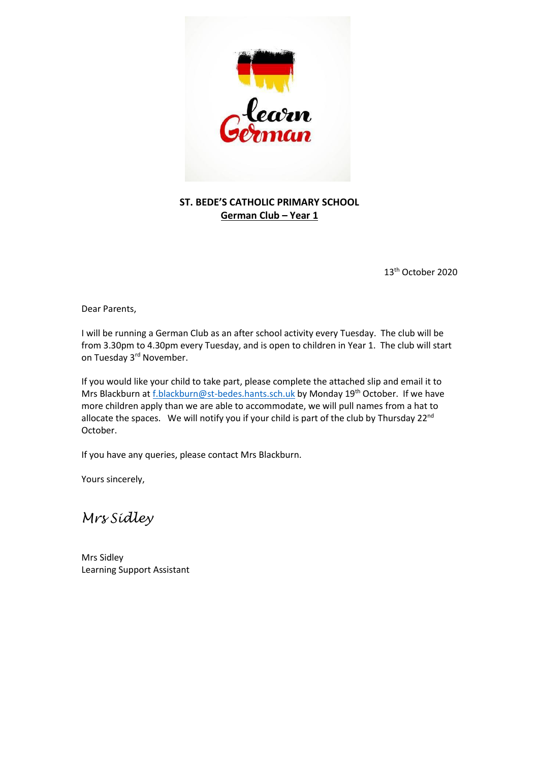**ST. BEDE'S CATHOLIC PRIMARY SCHOOL**
**German Club – Year 1**

13th October 2020

Dear Parents,

I will be running a German Club as an after school activity every Tuesday. The club will be from 3.30pm to 4.30pm every Tuesday, and is open to children in Year 1. The club will start on Tuesday 3rd November.

If you would like your child to take part, please complete the attached slip and email it to Mrs Blackburn at f.blackburn@st-bedes.hants.sch.uk by Monday 19th October. If we have more children apply than we are able to accommodate, we will pull names from a hat to allocate the spaces. We will notify you if your child is part of the club by Thursday 22nd October.

If you have any queries, please contact Mrs Blackburn.

Yours sincerely,

*Mrs Sidley*

Mrs Sidley
Learning Support Assistant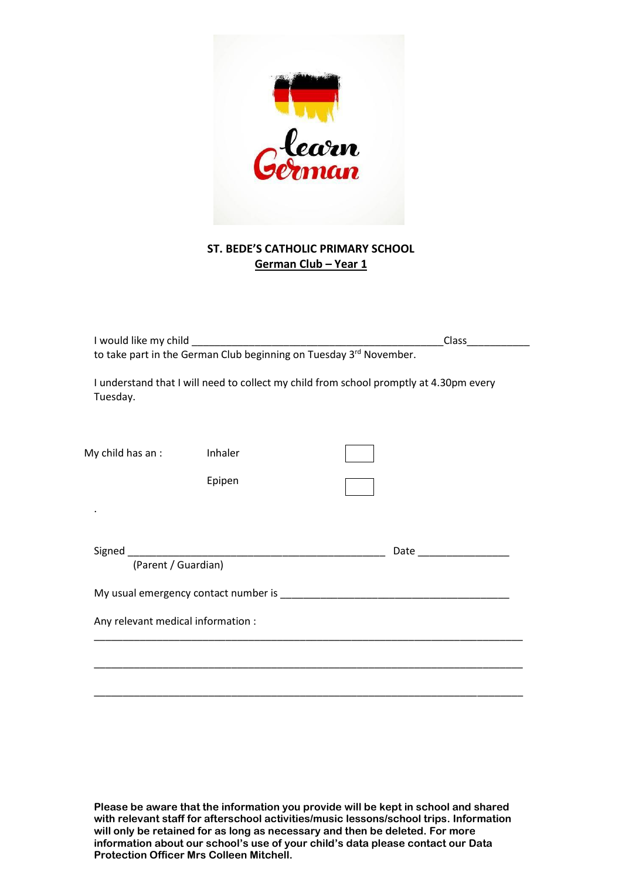**ST. BEDE'S CATHOLIC PRIMARY SCHOOL**

**German Club – Year 1**

I would like my child _____________________________________________Class___________
to take part in the German Club beginning on Tuesday 3rd November.

I understand that I will need to collect my child from school promptly at 4.30pm every Tuesday.

My child has an :

Inhaler ☐

Epipen ☐

.

Signed ______________________________________________ Date ________________
(Parent / Guardian)

My usual emergency contact number is ________________________________________

Any relevant medical information :

____________________________________________________________________________

____________________________________________________________________________

____________________________________________________________________________

**Please be aware that the information you provide will be kept in school and shared with relevant staff for afterschool activities/music lessons/school trips. Information will only be retained for as long as necessary and then be deleted. For more information about our school's use of your child's data please contact our Data Protection Officer Mrs Colleen Mitchell.**